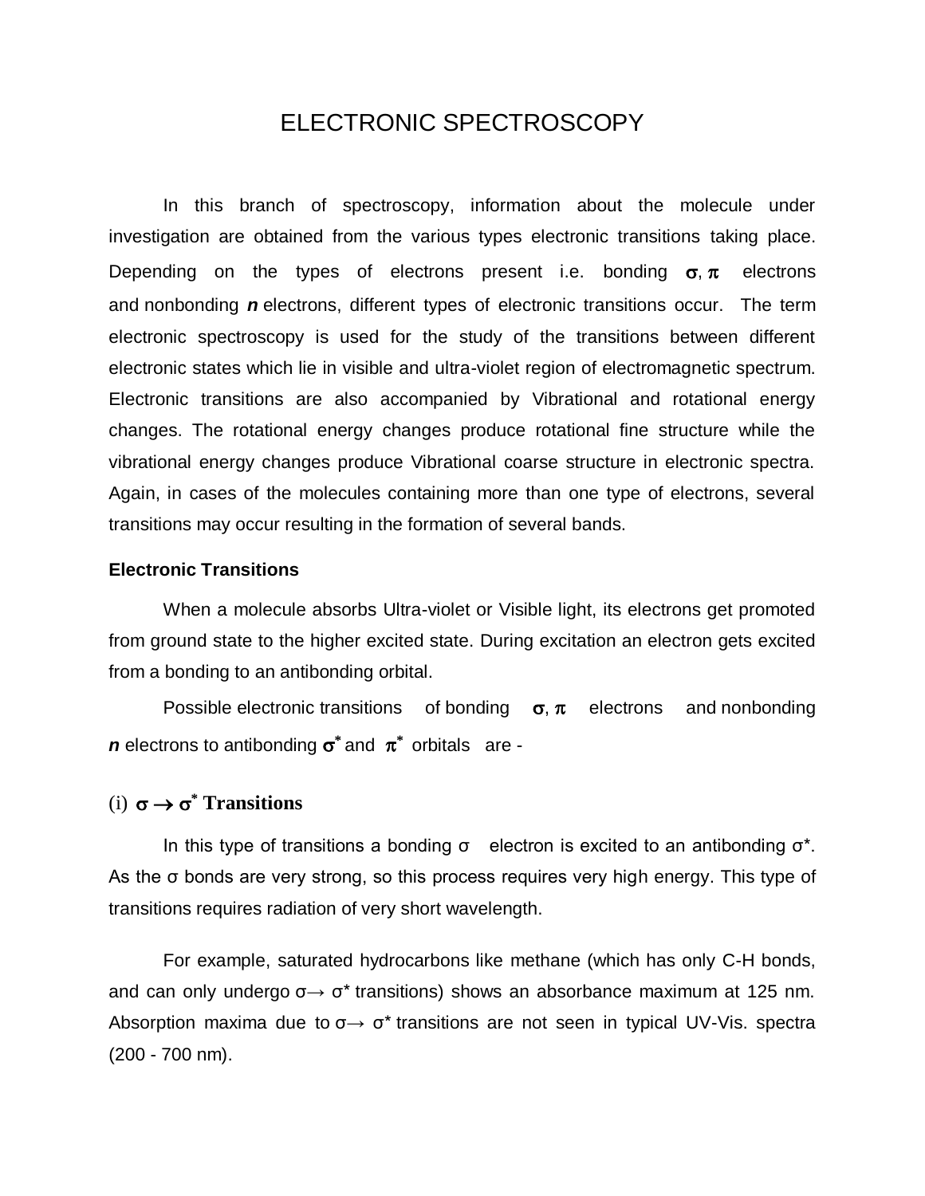# ELECTRONIC SPECTROSCOPY

In this branch of spectroscopy, information about the molecule under investigation are obtained from the various types electronic transitions taking place. Depending on the types of electrons present i.e. bonding $\sigma, \pi$ electrons and nonbonding ***n*** electrons, different types of electronic transitions occur. The term electronic spectroscopy is used for the study of the transitions between different electronic states which lie in visible and ultra-violet region of electromagnetic spectrum. Electronic transitions are also accompanied by Vibrational and rotational energy changes. The rotational energy changes produce rotational fine structure while the vibrational energy changes produce Vibrational coarse structure in electronic spectra. Again, in cases of the molecules containing more than one type of electrons, several transitions may occur resulting in the formation of several bands.

**Electronic Transitions**

When a molecule absorbs Ultra-violet or Visible light, its electrons get promoted from ground state to the higher excited state. During excitation an electron gets excited from a bonding to an antibonding orbital.

Possible electronic transitions of bonding $\sigma, \pi$ electrons and nonbonding ***n*** electrons to antibonding $\sigma^*$ and $\pi^*$ orbitals are -

## (i) $\sigma \rightarrow \sigma^*$ Transitions

In this type of transitions a bonding σ electron is excited to an antibonding σ*. As the σ bonds are very strong, so this process requires very high energy. This type of transitions requires radiation of very short wavelength.

For example, saturated hydrocarbons like methane (which has only C-H bonds, and can only undergo $\sigma \rightarrow \sigma^*$ transitions) shows an absorbance maximum at 125 nm. Absorption maxima due to $\sigma \rightarrow \sigma^*$ transitions are not seen in typical UV-Vis. spectra (200 - 700 nm).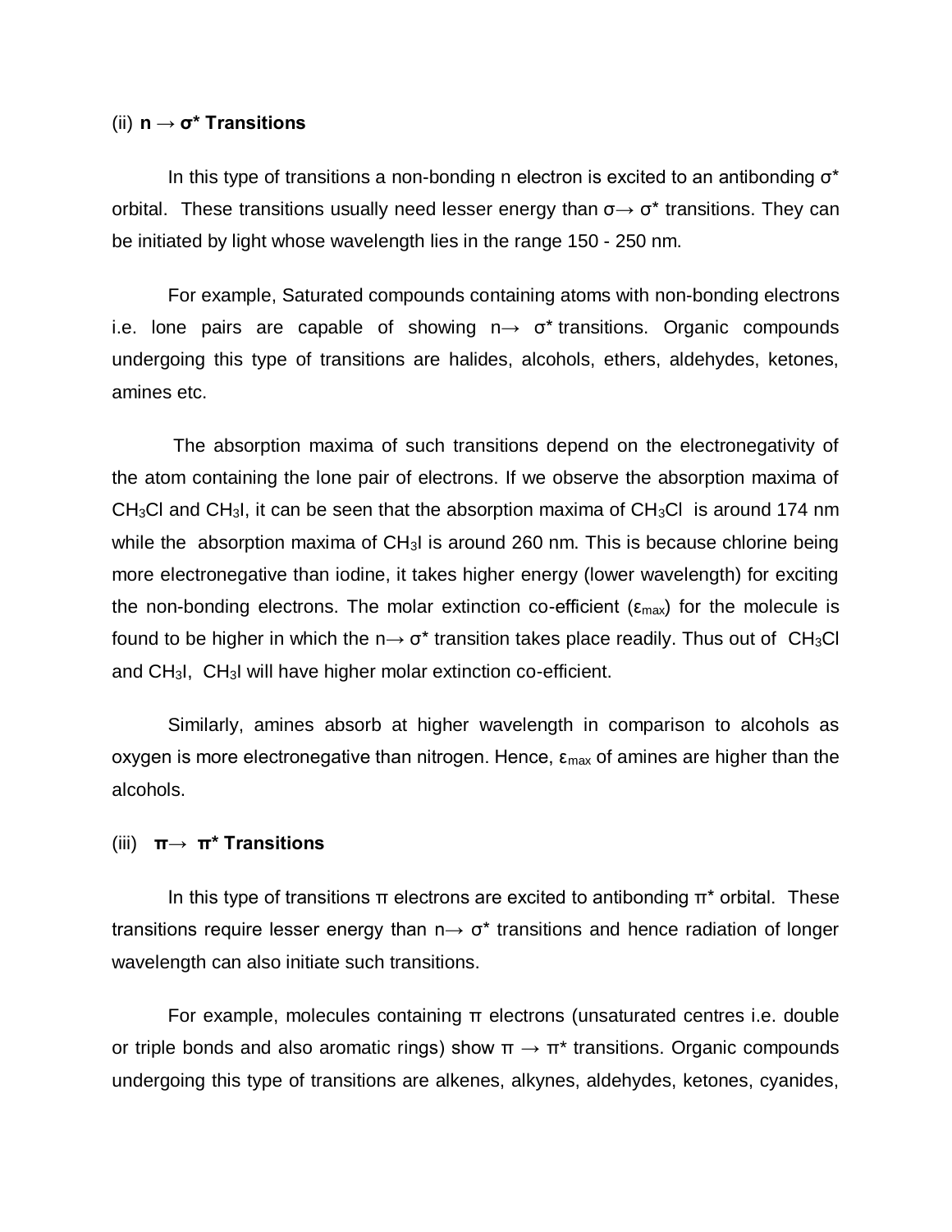(ii) **n → σ* Transitions**

In this type of transitions a non-bonding n electron is excited to an antibonding σ* orbital. These transitions usually need lesser energy than σ→ σ* transitions. They can be initiated by light whose wavelength lies in the range 150 - 250 nm.

For example, Saturated compounds containing atoms with non-bonding electrons i.e. lone pairs are capable of showing n→ σ* transitions. Organic compounds undergoing this type of transitions are halides, alcohols, ethers, aldehydes, ketones, amines etc.

The absorption maxima of such transitions depend on the electronegativity of the atom containing the lone pair of electrons. If we observe the absorption maxima of $CH_3Cl$ and $CH_3I$, it can be seen that the absorption maxima of $CH_3Cl$ is around 174 nm while the absorption maxima of $CH_3I$ is around 260 nm. This is because chlorine being more electronegative than iodine, it takes higher energy (lower wavelength) for exciting the non-bonding electrons. The molar extinction co-efficient ($\varepsilon_{max}$) for the molecule is found to be higher in which the n→ σ* transition takes place readily. Thus out of $CH_3Cl$ and $CH_3I$, $CH_3I$ will have higher molar extinction co-efficient.

Similarly, amines absorb at higher wavelength in comparison to alcohols as oxygen is more electronegative than nitrogen. Hence, $\varepsilon_{max}$ of amines are higher than the alcohols.

(iii) **π→ π* Transitions**

In this type of transitions π electrons are excited to antibonding π* orbital. These transitions require lesser energy than n→ σ* transitions and hence radiation of longer wavelength can also initiate such transitions.

For example, molecules containing π electrons (unsaturated centres i.e. double or triple bonds and also aromatic rings) show π → π* transitions. Organic compounds undergoing this type of transitions are alkenes, alkynes, aldehydes, ketones, cyanides,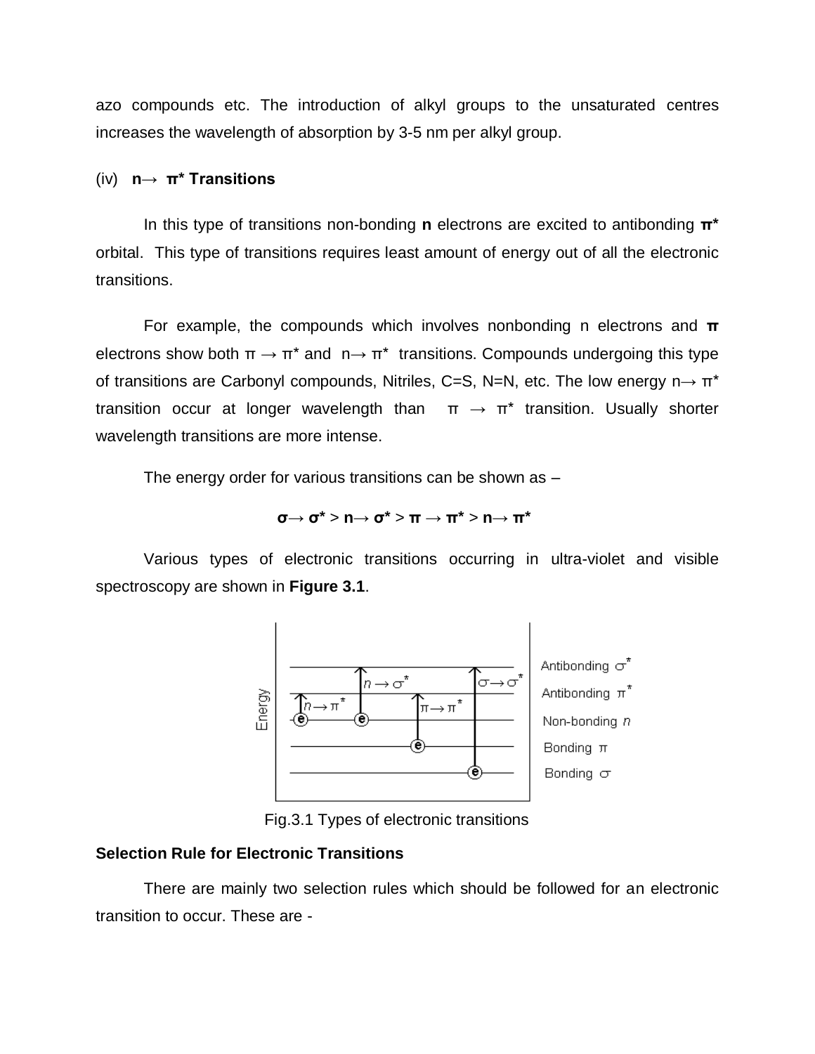azo compounds etc. The introduction of alkyl groups to the unsaturated centres increases the wavelength of absorption by 3-5 nm per alkyl group.

### (iv) **n→ π* Transitions**

In this type of transitions non-bonding **n** electrons are excited to antibonding **π*** orbital. This type of transitions requires least amount of energy out of all the electronic transitions.

For example, the compounds which involves nonbonding n electrons and **π** electrons show both π → π* and n→ π* transitions. Compounds undergoing this type of transitions are Carbonyl compounds, Nitriles, C=S, N=N, etc. The low energy n→ π* transition occur at longer wavelength than π → π* transition. Usually shorter wavelength transitions are more intense.

The energy order for various transitions can be shown as –

**σ→ σ*** > **n→ σ*** > **π → π*** > **n→ π***

Various types of electronic transitions occurring in ultra-violet and visible spectroscopy are shown in **Figure 3.1**.

Fig.3.1 Types of electronic transitions

## Selection Rule for Electronic Transitions

There are mainly two selection rules which should be followed for an electronic transition to occur. These are -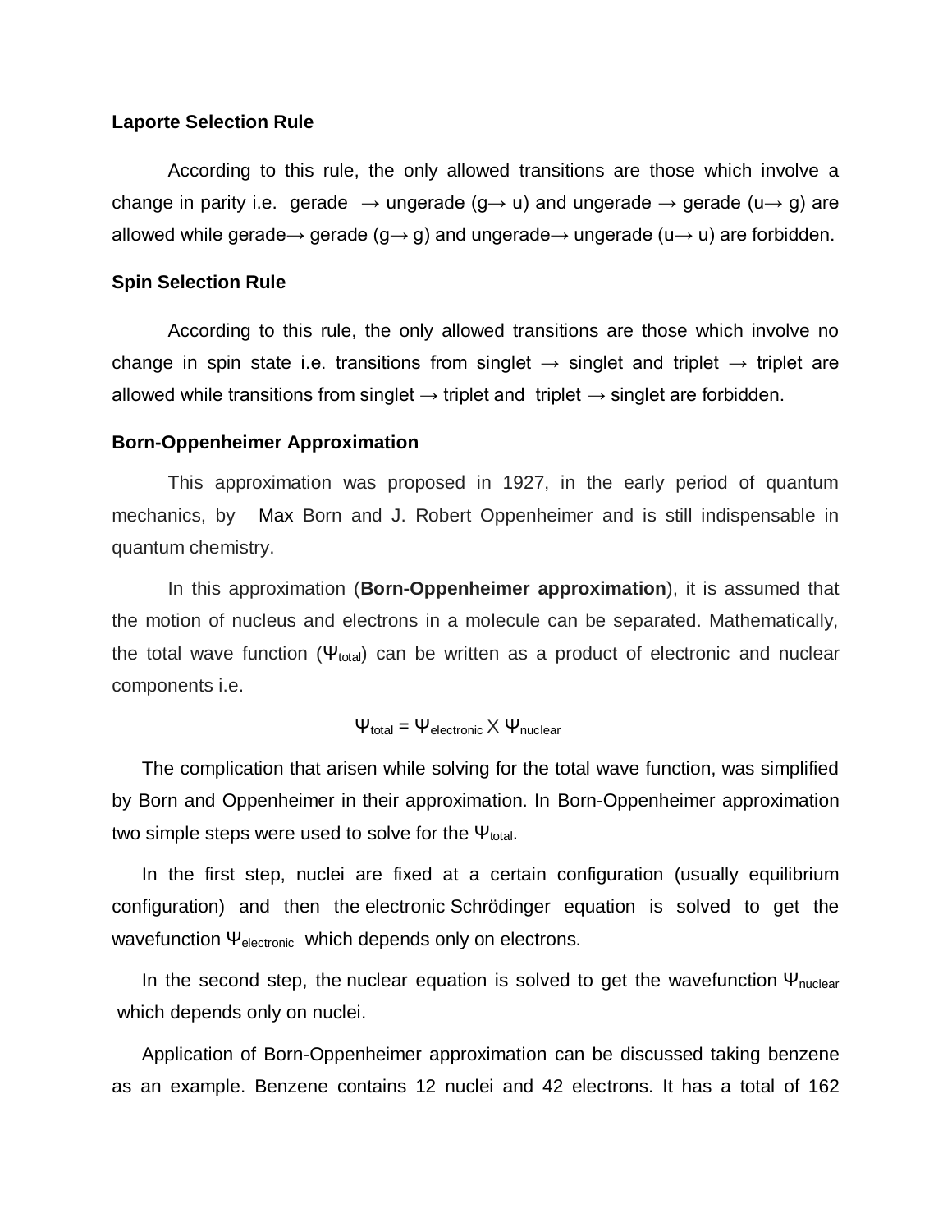### Laporte Selection Rule

According to this rule, the only allowed transitions are those which involve a change in parity i.e. gerade → ungerade (g→ u) and ungerade → gerade (u→ g) are allowed while gerade→ gerade (g→ g) and ungerade→ ungerade (u→ u) are forbidden.

### Spin Selection Rule

According to this rule, the only allowed transitions are those which involve no change in spin state i.e. transitions from singlet → singlet and triplet → triplet are allowed while transitions from singlet → triplet and triplet → singlet are forbidden.

### Born-Oppenheimer Approximation

This approximation was proposed in 1927, in the early period of quantum mechanics, by Max Born and J. Robert Oppenheimer and is still indispensable in quantum chemistry.

In this approximation (**Born-Oppenheimer approximation**), it is assumed that the motion of nucleus and electrons in a molecule can be separated. Mathematically, the total wave function ($\Psi_{total}$) can be written as a product of electronic and nuclear components i.e.

$$\Psi_{total} = \Psi_{electronic} \times \Psi_{nuclear}$$

The complication that arisen while solving for the total wave function, was simplified by Born and Oppenheimer in their approximation. In Born-Oppenheimer approximation two simple steps were used to solve for the $\Psi_{total}$.

In the first step, nuclei are fixed at a certain configuration (usually equilibrium configuration) and then the electronic Schrödinger equation is solved to get the wavefunction $\Psi_{electronic}$ which depends only on electrons.

In the second step, the nuclear equation is solved to get the wavefunction $\Psi_{nuclear}$ which depends only on nuclei.

Application of Born-Oppenheimer approximation can be discussed taking benzene as an example. Benzene contains 12 nuclei and 42 electrons. It has a total of 162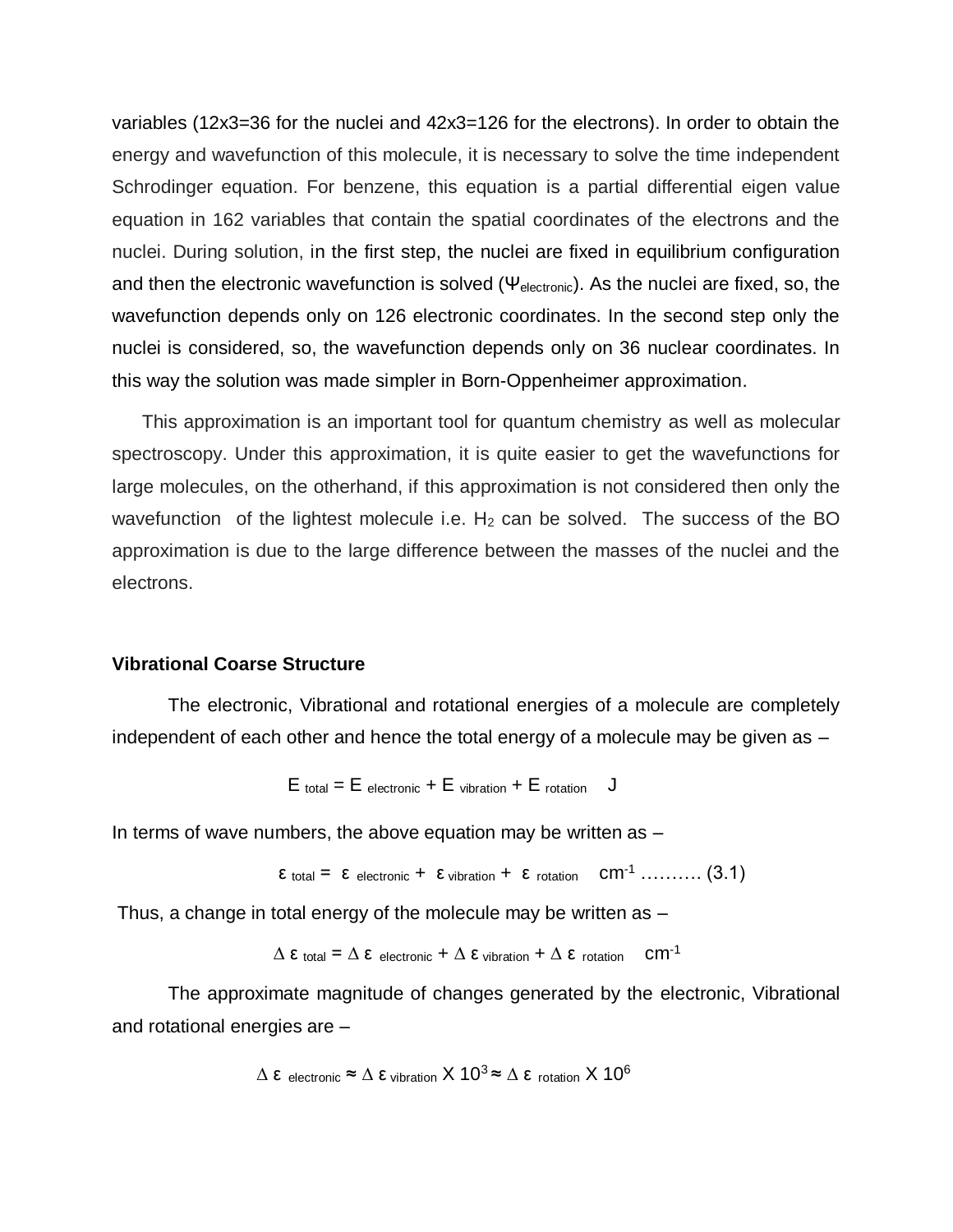variables (12x3=36 for the nuclei and 42x3=126 for the electrons). In order to obtain the energy and wavefunction of this molecule, it is necessary to solve the time independent Schrodinger equation. For benzene, this equation is a partial differential eigen value equation in 162 variables that contain the spatial coordinates of the electrons and the nuclei. During solution, in the first step, the nuclei are fixed in equilibrium configuration and then the electronic wavefunction is solved ($\Psi_{electronic}$). As the nuclei are fixed, so, the wavefunction depends only on 126 electronic coordinates. In the second step only the nuclei is considered, so, the wavefunction depends only on 36 nuclear coordinates. In this way the solution was made simpler in Born-Oppenheimer approximation.

This approximation is an important tool for quantum chemistry as well as molecular spectroscopy. Under this approximation, it is quite easier to get the wavefunctions for large molecules, on the otherhand, if this approximation is not considered then only the wavefunction of the lightest molecule i.e. $H_2$ can be solved. The success of the BO approximation is due to the large difference between the masses of the nuclei and the electrons.

**Vibrational Coarse Structure**

The electronic, Vibrational and rotational energies of a molecule are completely independent of each other and hence the total energy of a molecule may be given as –

$$E_{total} = E_{electronic} + E_{vibration} + E_{rotation} \quad J$$

In terms of wave numbers, the above equation may be written as –

$$\varepsilon_{total} = \varepsilon_{electronic} + \varepsilon_{vibration} + \varepsilon_{rotation} \quad cm^{-1} \text{ ………. (3.1)}$$

Thus, a change in total energy of the molecule may be written as –

$$\Delta \varepsilon_{total} = \Delta \varepsilon_{electronic} + \Delta \varepsilon_{vibration} + \Delta \varepsilon_{rotation} \quad cm^{-1}$$

The approximate magnitude of changes generated by the electronic, Vibrational and rotational energies are –

$$\Delta \varepsilon_{electronic} \approx \Delta \varepsilon_{vibration} \times 10^3 \approx \Delta \varepsilon_{rotation} \times 10^6$$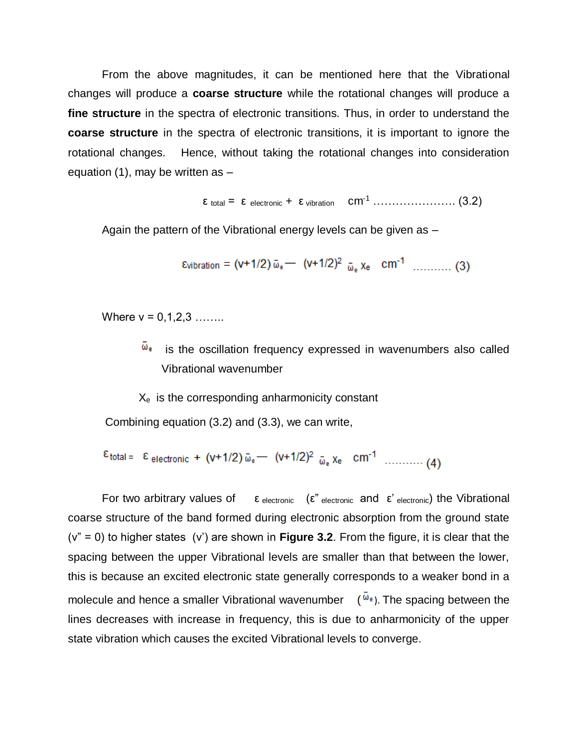From the above magnitudes, it can be mentioned here that the Vibrational changes will produce a **coarse structure** while the rotational changes will produce a **fine structure** in the spectra of electronic transitions. Thus, in order to understand the **coarse structure** in the spectra of electronic transitions, it is important to ignore the rotational changes. Hence, without taking the rotational changes into consideration equation (1), may be written as –

$$\varepsilon_{total} = \varepsilon_{electronic} + \varepsilon_{vibration} \quad cm^{-1} \quad \ldots\ldots\ldots\ldots\ldots\ldots\ldots (3.2)$$

Again the pattern of the Vibrational energy levels can be given as –

$$\varepsilon_{vibration} = (v+1/2)\,\bar{\omega}_e - (v+1/2)^2\,\bar{\omega}_e\,x_e \quad cm^{-1} \quad \ldots\ldots\ldots (3)$$

Where v = 0,1,2,3 ……..

$\bar{\omega}_e$ is the oscillation frequency expressed in wavenumbers also called Vibrational wavenumber

$X_e$ is the corresponding anharmonicity constant

Combining equation (3.2) and (3.3), we can write,

$$\varepsilon_{total} = \varepsilon_{electronic} + (v+1/2)\,\bar{\omega}_e - (v+1/2)^2\,\bar{\omega}_e\,x_e \quad cm^{-1} \quad \ldots\ldots\ldots (4)$$

For two arbitrary values of $\varepsilon_{electronic}$ ($\varepsilon''_{electronic}$ and $\varepsilon'_{electronic}$) the Vibrational coarse structure of the band formed during electronic absorption from the ground state (v" = 0) to higher states (v') are shown in **Figure 3.2**. From the figure, it is clear that the spacing between the upper Vibrational levels are smaller than that between the lower, this is because an excited electronic state generally corresponds to a weaker bond in a molecule and hence a smaller Vibrational wavenumber ($\bar{\omega}_e$). The spacing between the lines decreases with increase in frequency, this is due to anharmonicity of the upper state vibration which causes the excited Vibrational levels to converge.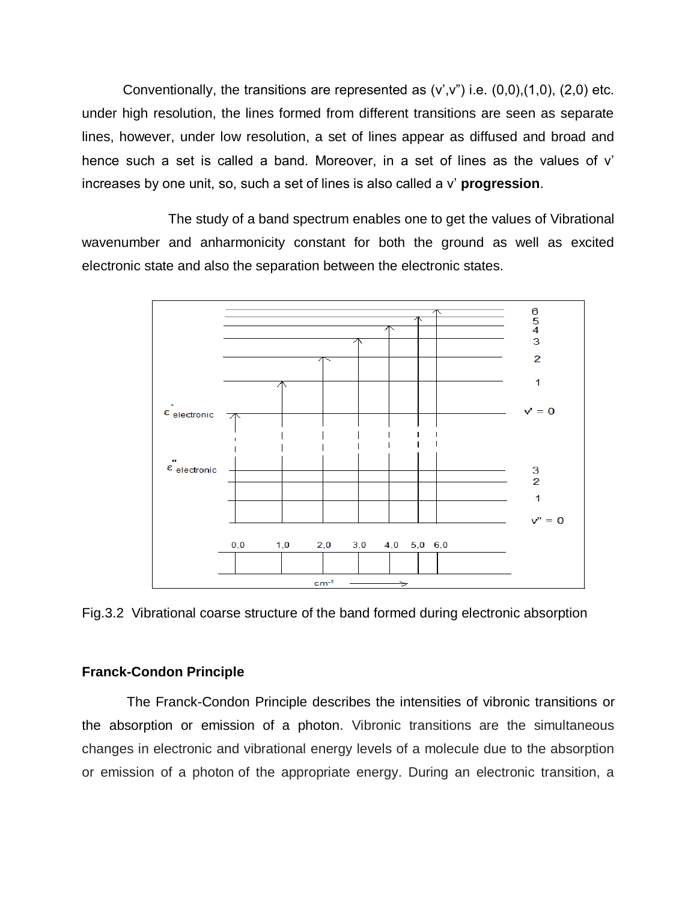Conventionally, the transitions are represented as (v',v") i.e. (0,0),(1,0), (2,0) etc. under high resolution, the lines formed from different transitions are seen as separate lines, however, under low resolution, a set of lines appear as diffused and broad and hence such a set is called a band. Moreover, in a set of lines as the values of v' increases by one unit, so, such a set of lines is also called a v' **progression**.

The study of a band spectrum enables one to get the values of Vibrational wavenumber and anharmonicity constant for both the ground as well as excited electronic state and also the separation between the electronic states.

Fig.3.2 Vibrational coarse structure of the band formed during electronic absorption

**Franck-Condon Principle**

The Franck-Condon Principle describes the intensities of vibronic transitions or the absorption or emission of a photon. Vibronic transitions are the simultaneous changes in electronic and vibrational energy levels of a molecule due to the absorption or emission of a photon of the appropriate energy. During an electronic transition, a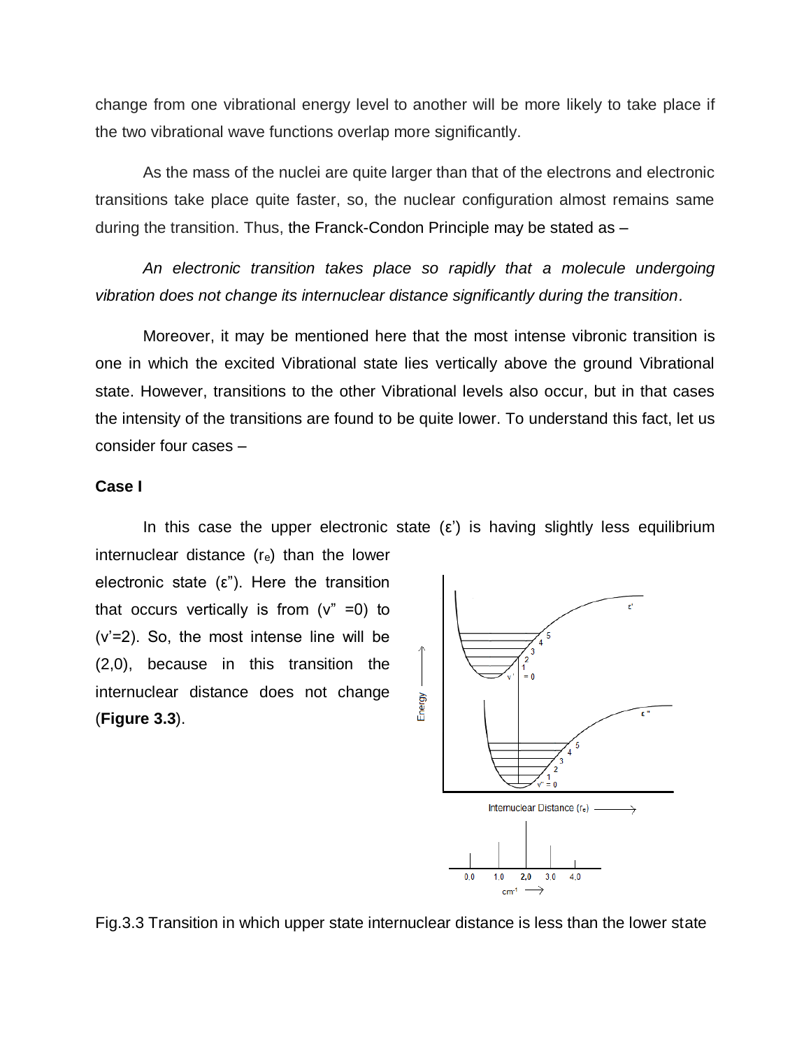change from one vibrational energy level to another will be more likely to take place if the two vibrational wave functions overlap more significantly.

As the mass of the nuclei are quite larger than that of the electrons and electronic transitions take place quite faster, so, the nuclear configuration almost remains same during the transition. Thus, the Franck-Condon Principle may be stated as –

*An electronic transition takes place so rapidly that a molecule undergoing vibration does not change its internuclear distance significantly during the transition.*

Moreover, it may be mentioned here that the most intense vibronic transition is one in which the excited Vibrational state lies vertically above the ground Vibrational state. However, transitions to the other Vibrational levels also occur, but in that cases the intensity of the transitions are found to be quite lower. To understand this fact, let us consider four cases –

**Case I**

In this case the upper electronic state (ε') is having slightly less equilibrium internuclear distance ($r_e$) than the lower electronic state (ε"). Here the transition that occurs vertically is from (v" =0) to (v'=2). So, the most intense line will be (2,0), because in this transition the internuclear distance does not change (**Figure 3.3**).

Fig.3.3 Transition in which upper state internuclear distance is less than the lower state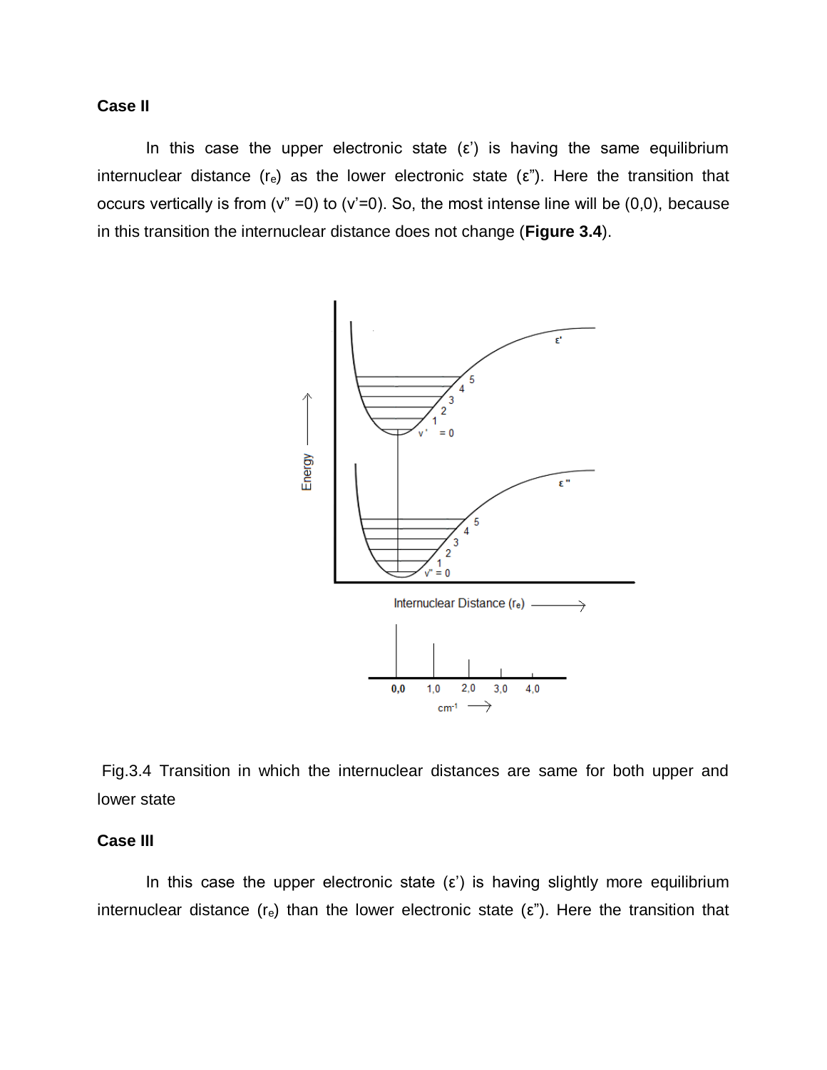**Case II**

In this case the upper electronic state (ε') is having the same equilibrium internuclear distance ($r_e$) as the lower electronic state (ε"). Here the transition that occurs vertically is from (v" =0) to (v'=0). So, the most intense line will be (0,0), because in this transition the internuclear distance does not change (**Figure 3.4**).

Fig.3.4 Transition in which the internuclear distances are same for both upper and lower state

**Case III**

In this case the upper electronic state (ε') is having slightly more equilibrium internuclear distance ($r_e$) than the lower electronic state (ε"). Here the transition that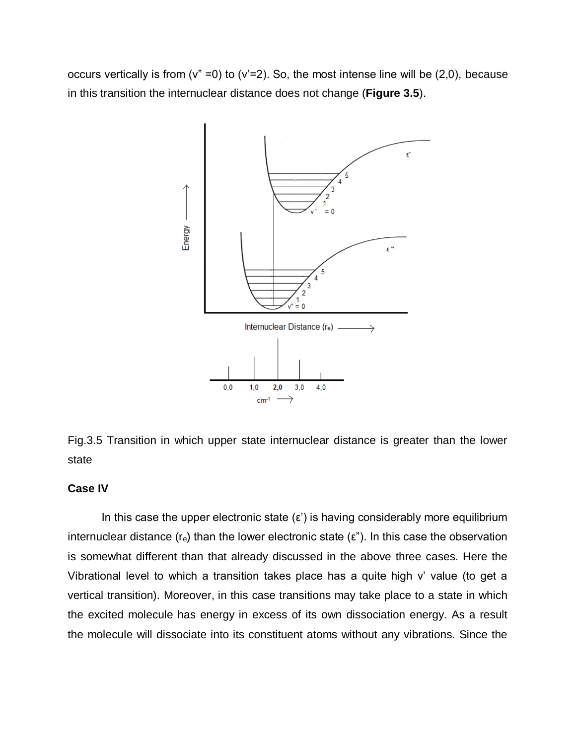occurs vertically is from (v" =0) to (v'=2). So, the most intense line will be (2,0), because in this transition the internuclear distance does not change (**Figure 3.5**).

Fig.3.5 Transition in which upper state internuclear distance is greater than the lower state

**Case IV**

In this case the upper electronic state (ε') is having considerably more equilibrium internuclear distance ($r_e$) than the lower electronic state (ε"). In this case the observation is somewhat different than that already discussed in the above three cases. Here the Vibrational level to which a transition takes place has a quite high v' value (to get a vertical transition). Moreover, in this case transitions may take place to a state in which the excited molecule has energy in excess of its own dissociation energy. As a result the molecule will dissociate into its constituent atoms without any vibrations. Since the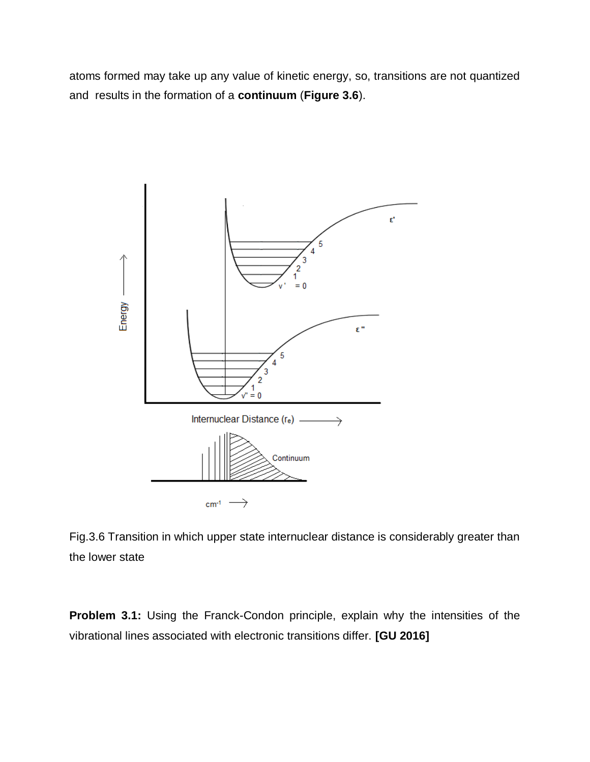atoms formed may take up any value of kinetic energy, so, transitions are not quantized and results in the formation of a **continuum** (**Figure 3.6**).

Fig.3.6 Transition in which upper state internuclear distance is considerably greater than the lower state

**Problem 3.1:** Using the Franck-Condon principle, explain why the intensities of the vibrational lines associated with electronic transitions differ. **[GU 2016]**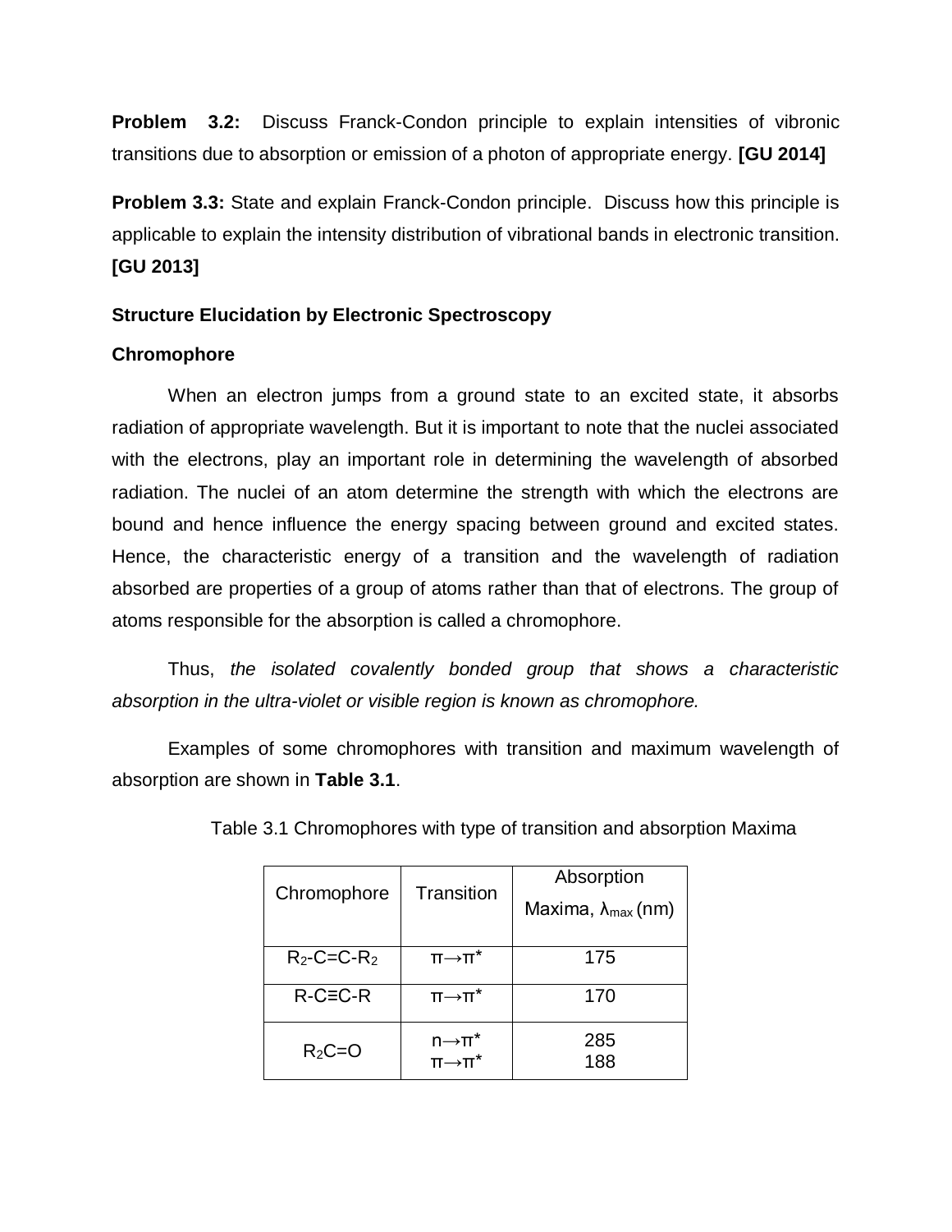**Problem 3.2:** Discuss Franck-Condon principle to explain intensities of vibronic transitions due to absorption or emission of a photon of appropriate energy. **[GU 2014]**

**Problem 3.3:** State and explain Franck-Condon principle. Discuss how this principle is applicable to explain the intensity distribution of vibrational bands in electronic transition. **[GU 2013]**

### Structure Elucidation by Electronic Spectroscopy

#### Chromophore

When an electron jumps from a ground state to an excited state, it absorbs radiation of appropriate wavelength. But it is important to note that the nuclei associated with the electrons, play an important role in determining the wavelength of absorbed radiation. The nuclei of an atom determine the strength with which the electrons are bound and hence influence the energy spacing between ground and excited states. Hence, the characteristic energy of a transition and the wavelength of radiation absorbed are properties of a group of atoms rather than that of electrons. The group of atoms responsible for the absorption is called a chromophore.

Thus, *the isolated covalently bonded group that shows a characteristic absorption in the ultra-violet or visible region is known as chromophore.*

Examples of some chromophores with transition and maximum wavelength of absorption are shown in **Table 3.1**.

Table 3.1 Chromophores with type of transition and absorption Maxima

| Chromophore | Transition | Absorption Maxima, $\lambda_{max}$ (nm) |
|---|---|---|
| $R_2$-C=C-$R_2$ | $\pi \rightarrow \pi^*$ | 175 |
| R-C≡C-R | $\pi \rightarrow \pi^*$ | 170 |
| $R_2C$=O | $n \rightarrow \pi^*$<br>$\pi \rightarrow \pi^*$ | 285<br>188 |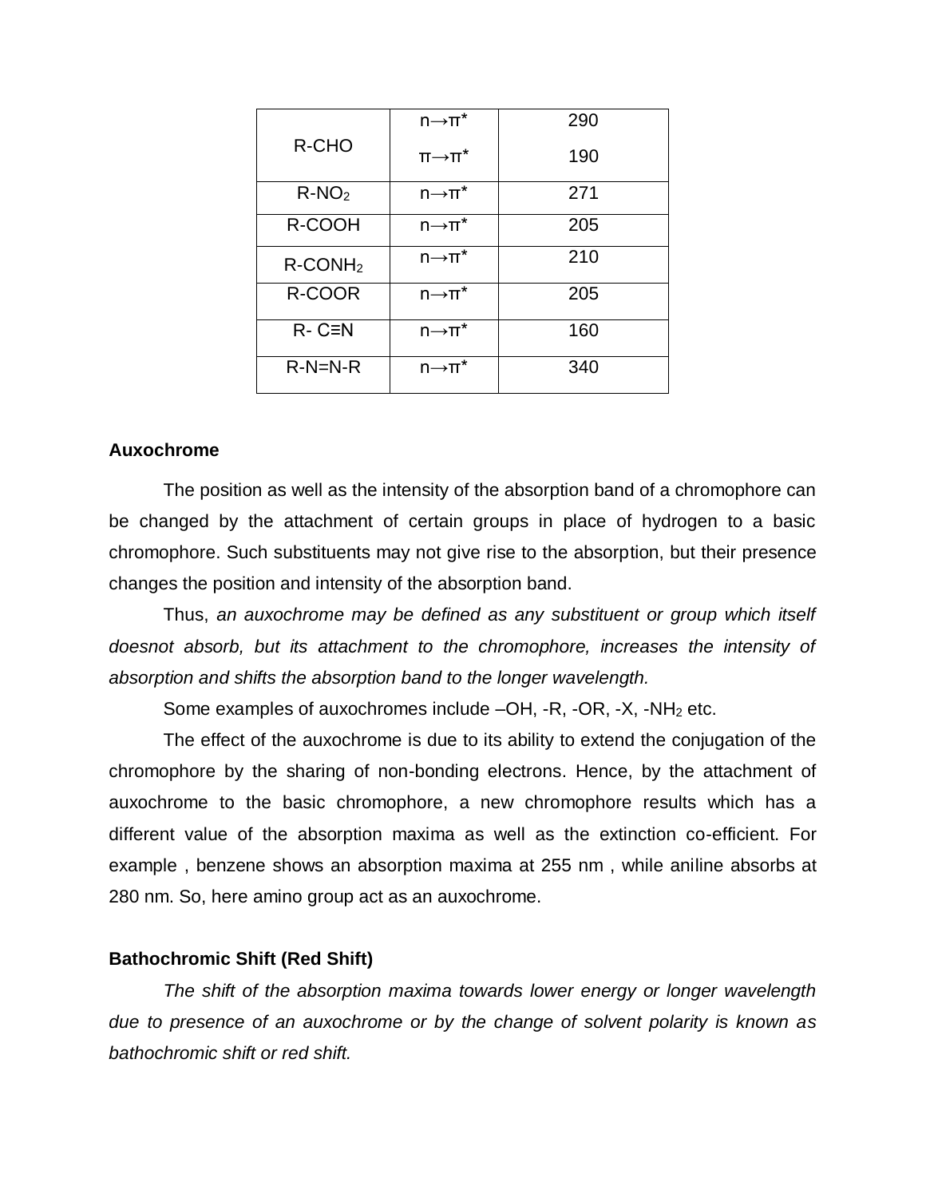| | | |
|---|---|---|
| R-CHO | $n \rightarrow \pi^*$<br>$\pi \rightarrow \pi^*$ | 290<br>190 |
| $R\text{-}NO_2$ | $n \rightarrow \pi^*$ | 271 |
| R-COOH | $n \rightarrow \pi^*$ | 205 |
| $R\text{-}CONH_2$ | $n \rightarrow \pi^*$ | 210 |
| R-COOR | $n \rightarrow \pi^*$ | 205 |
| R- C≡N | $n \rightarrow \pi^*$ | 160 |
| R-N=N-R | $n \rightarrow \pi^*$ | 340 |

**Auxochrome**

The position as well as the intensity of the absorption band of a chromophore can be changed by the attachment of certain groups in place of hydrogen to a basic chromophore. Such substituents may not give rise to the absorption, but their presence changes the position and intensity of the absorption band.

Thus, *an auxochrome may be defined as any substituent or group which itself doesnot absorb, but its attachment to the chromophore, increases the intensity of absorption and shifts the absorption band to the longer wavelength.*

Some examples of auxochromes include –OH, -R, -OR, -X, $-NH_2$ etc.

The effect of the auxochrome is due to its ability to extend the conjugation of the chromophore by the sharing of non-bonding electrons. Hence, by the attachment of auxochrome to the basic chromophore, a new chromophore results which has a different value of the absorption maxima as well as the extinction co-efficient. For example , benzene shows an absorption maxima at 255 nm , while aniline absorbs at 280 nm. So, here amino group act as an auxochrome.

**Bathochromic Shift (Red Shift)**

*The shift of the absorption maxima towards lower energy or longer wavelength due to presence of an auxochrome or by the change of solvent polarity is known as bathochromic shift or red shift.*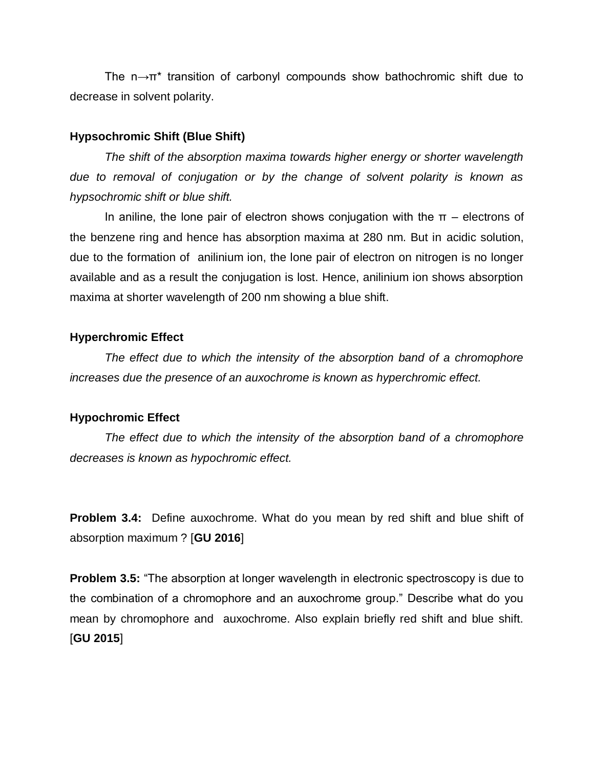The $n \rightarrow \pi^*$ transition of carbonyl compounds show bathochromic shift due to decrease in solvent polarity.

### Hypsochromic Shift (Blue Shift)

*The shift of the absorption maxima towards higher energy or shorter wavelength due to removal of conjugation or by the change of solvent polarity is known as hypsochromic shift or blue shift.*

In aniline, the lone pair of electron shows conjugation with the π – electrons of the benzene ring and hence has absorption maxima at 280 nm. But in acidic solution, due to the formation of anilinium ion, the lone pair of electron on nitrogen is no longer available and as a result the conjugation is lost. Hence, anilinium ion shows absorption maxima at shorter wavelength of 200 nm showing a blue shift.

### Hyperchromic Effect

*The effect due to which the intensity of the absorption band of a chromophore increases due the presence of an auxochrome is known as hyperchromic effect.*

### Hypochromic Effect

*The effect due to which the intensity of the absorption band of a chromophore decreases is known as hypochromic effect.*

**Problem 3.4:** Define auxochrome. What do you mean by red shift and blue shift of absorption maximum ? [**GU 2016**]

**Problem 3.5:** "The absorption at longer wavelength in electronic spectroscopy is due to the combination of a chromophore and an auxochrome group." Describe what do you mean by chromophore and auxochrome. Also explain briefly red shift and blue shift. [**GU 2015**]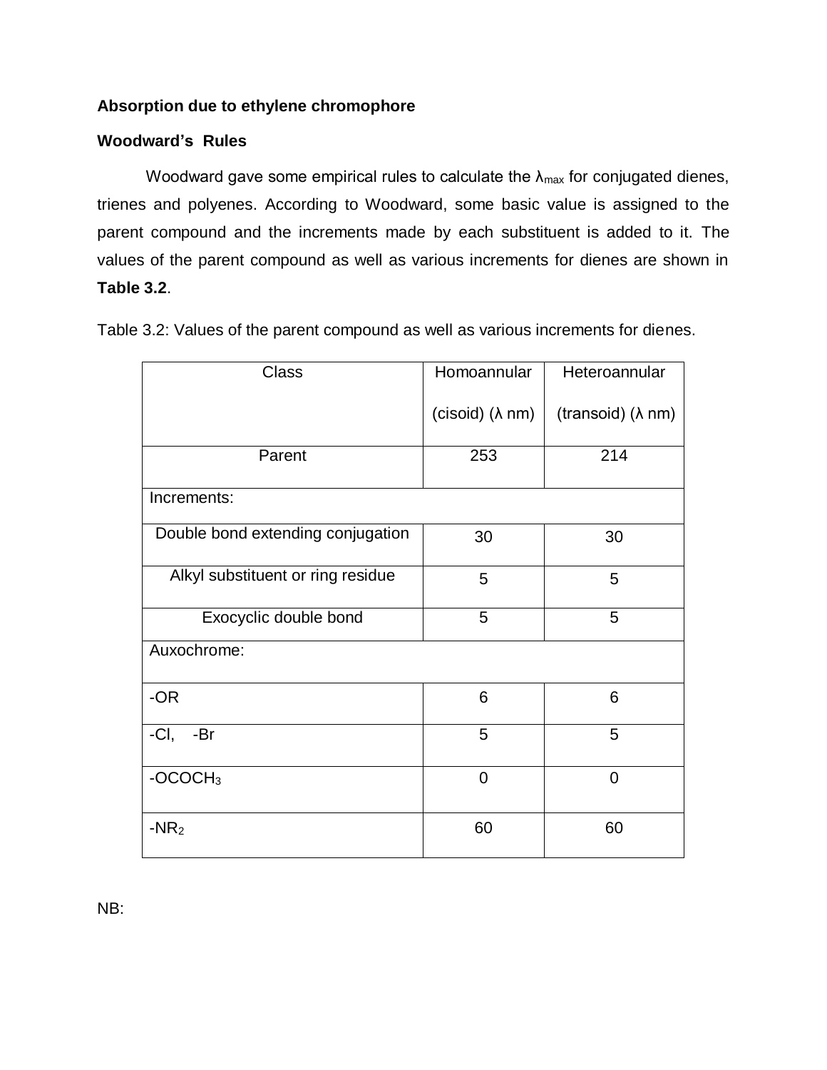**Absorption due to ethylene chromophore**

**Woodward's Rules**

Woodward gave some empirical rules to calculate the $\lambda_{max}$ for conjugated dienes, trienes and polyenes. According to Woodward, some basic value is assigned to the parent compound and the increments made by each substituent is added to it. The values of the parent compound as well as various increments for dienes are shown in **Table 3.2**.

Table 3.2: Values of the parent compound as well as various increments for dienes.

| Class | Homoannular (cisoid) (λ nm) | Heteroannular (transoid) (λ nm) |
|---|---|---|
| Parent | 253 | 214 |
| Increments: | | |
| Double bond extending conjugation | 30 | 30 |
| Alkyl substituent or ring residue | 5 | 5 |
| Exocyclic double bond | 5 | 5 |
| Auxochrome: | | |
| -OR | 6 | 6 |
| -Cl, -Br | 5 | 5 |
| $-OCOCH_3$ | 0 | 0 |
| $-NR_2$ | 60 | 60 |

NB: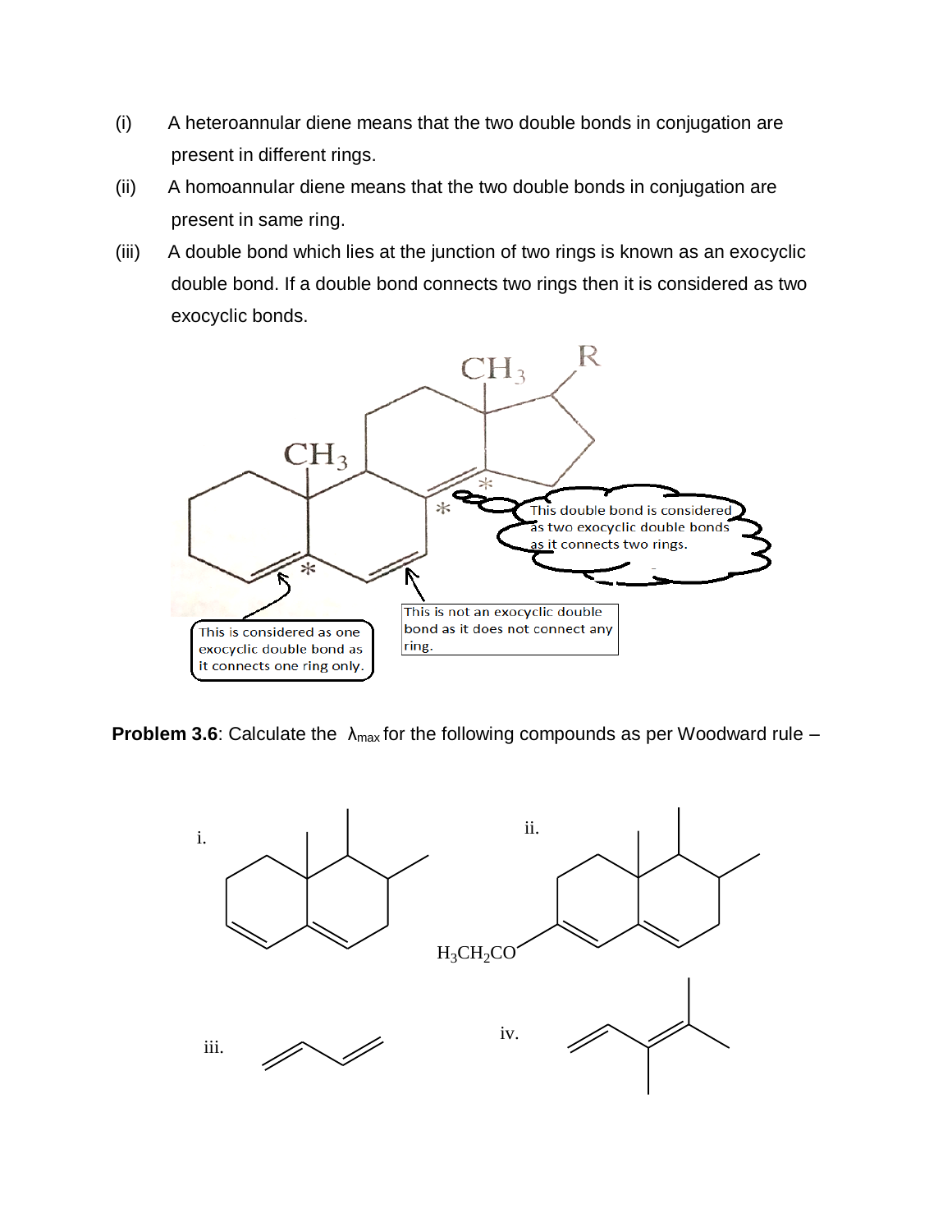(i) A heteroannular diene means that the two double bonds in conjugation are present in different rings.

(ii) A homoannular diene means that the two double bonds in conjugation are present in same ring.

(iii) A double bond which lies at the junction of two rings is known as an exocyclic double bond. If a double bond connects two rings then it is considered as two exocyclic bonds.

$CH_3$ R $CH_3$

This double bond is considered as two exocyclic double bonds as it connects two rings.

This is considered as one exocyclic double bond as it connects one ring only.

This is not an exocyclic double bond as it does not connect any ring.

**Problem 3.6**: Calculate the $\lambda_{max}$ for the following compounds as per Woodward rule –

i.

ii.

$H_3CH_2CO$

iii.

iv.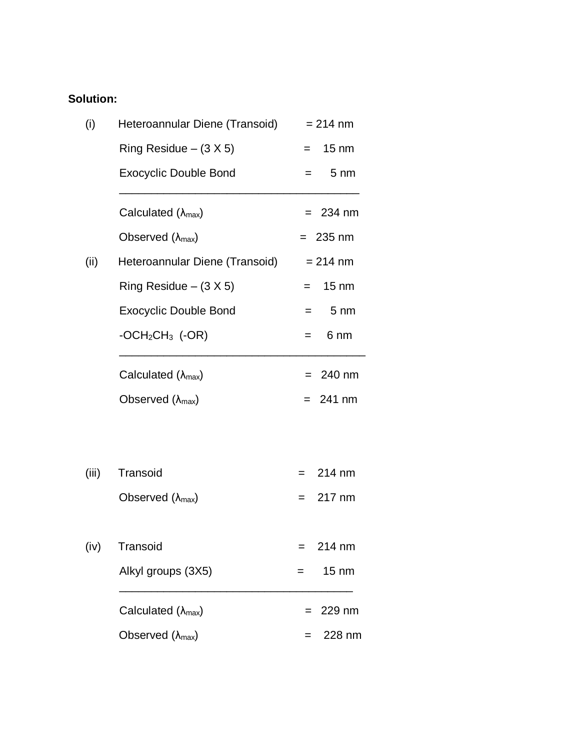**Solution:**

(i) Heteroannular Diene (Transoid) = 214 nm

Ring Residue – (3 X 5) = 15 nm

Exocyclic Double Bond = 5 nm

---

Calculated ($\lambda_{max}$) = 234 nm

Observed ($\lambda_{max}$) = 235 nm

(ii) Heteroannular Diene (Transoid) = 214 nm

Ring Residue – (3 X 5) = 15 nm

Exocyclic Double Bond = 5 nm

-$OCH_2CH_3$ (-OR) = 6 nm

---

Calculated ($\lambda_{max}$) = 240 nm

Observed ($\lambda_{max}$) = 241 nm

(iii) Transoid = 214 nm

Observed ($\lambda_{max}$) = 217 nm

(iv) Transoid = 214 nm

Alkyl groups (3X5) = 15 nm

---

Calculated ($\lambda_{max}$) = 229 nm

Observed ($\lambda_{max}$) = 228 nm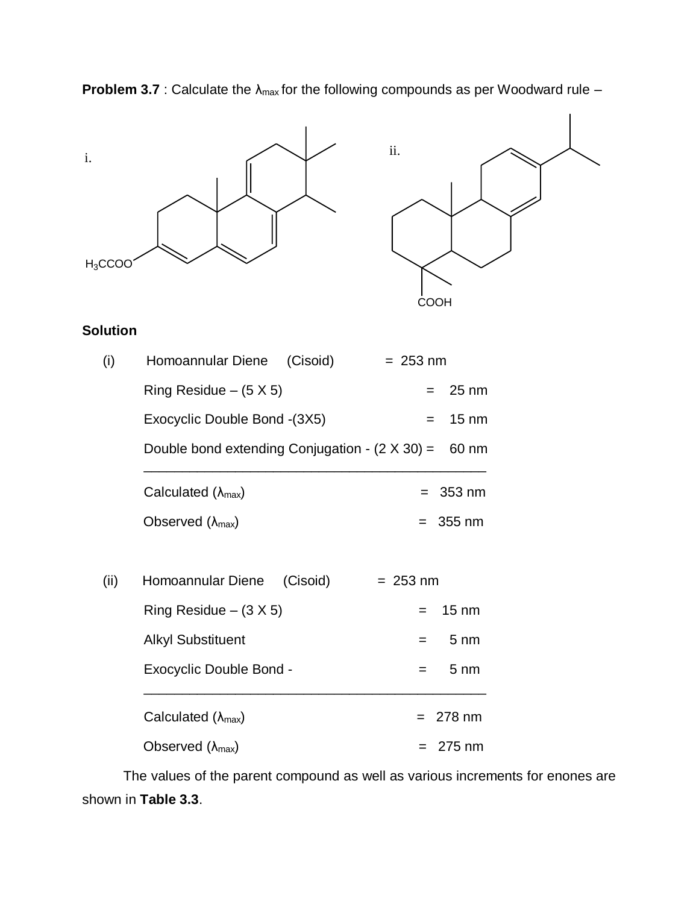**Problem 3.7** : Calculate the $\lambda_{max}$ for the following compounds as per Woodward rule –

i.

$H_3CCOO$

ii.

COOH

**Solution**

(i) Homoannular Diene (Cisoid) = 253 nm

Ring Residue – (5 X 5) = 25 nm

Exocyclic Double Bond -(3X5) = 15 nm

Double bond extending Conjugation - (2 X 30) = 60 nm

---

Calculated ($\lambda_{max}$) = 353 nm

Observed ($\lambda_{max}$) = 355 nm

(ii) Homoannular Diene (Cisoid) = 253 nm

Ring Residue – (3 X 5) = 15 nm

Alkyl Substituent = 5 nm

Exocyclic Double Bond - = 5 nm

---

Calculated ($\lambda_{max}$) = 278 nm

Observed ($\lambda_{max}$) = 275 nm

The values of the parent compound as well as various increments for enones are shown in **Table 3.3**.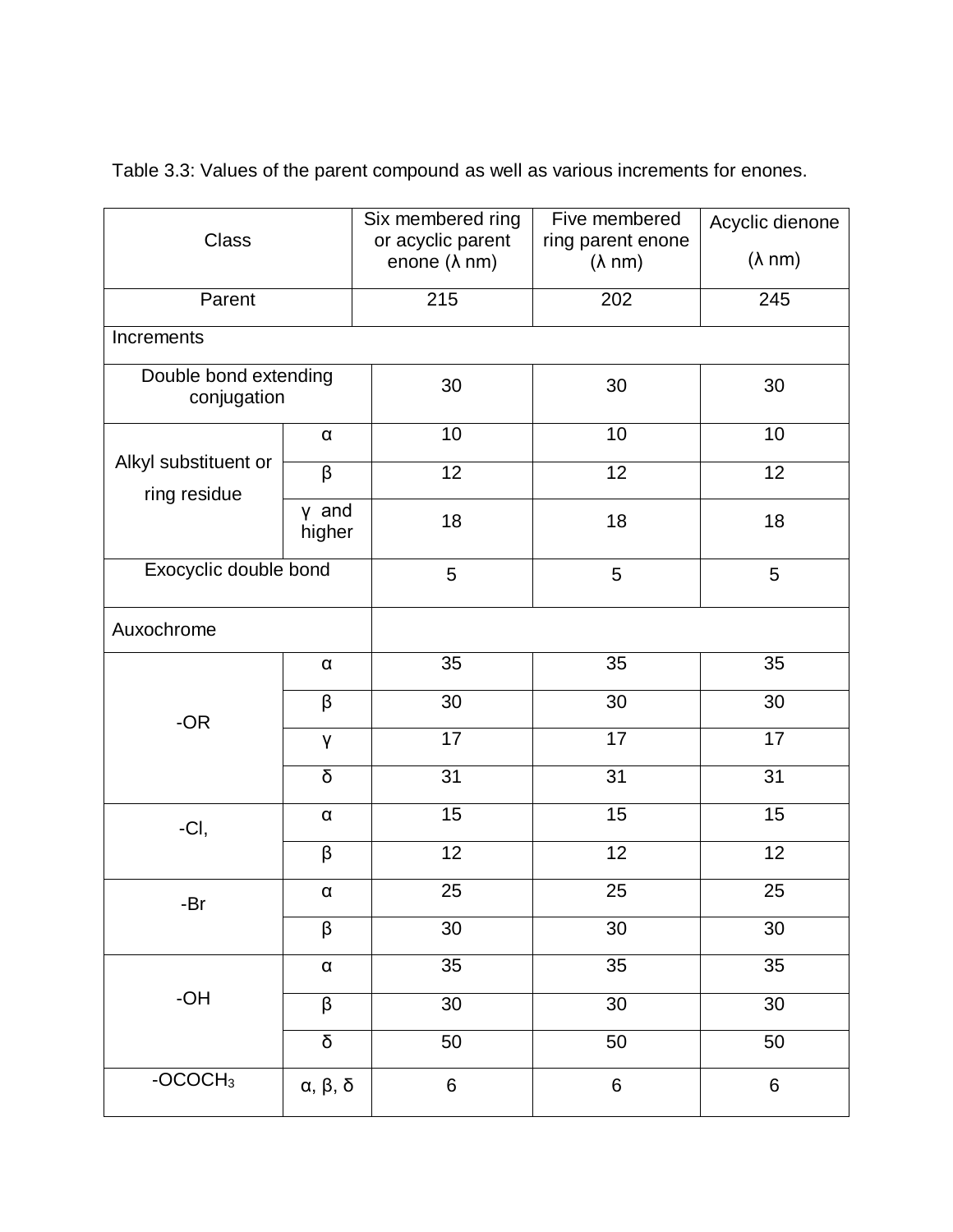Table 3.3: Values of the parent compound as well as various increments for enones.

| Class | | Six membered ring or acyclic parent enone (λ nm) | Five membered ring parent enone (λ nm) | Acyclic dienone (λ nm) |
|---|---|---|---|---|
| Parent | | 215 | 202 | 245 |
| Increments | | | | |
| Double bond extending conjugation | | 30 | 30 | 30 |
| Alkyl substituent or ring residue | α | 10 | 10 | 10 |
| | β | 12 | 12 | 12 |
| | γ and higher | 18 | 18 | 18 |
| Exocyclic double bond | | 5 | 5 | 5 |
| Auxochrome | | | | |
| -OR | α | 35 | 35 | 35 |
| | β | 30 | 30 | 30 |
| | γ | 17 | 17 | 17 |
| | δ | 31 | 31 | 31 |
| -Cl, | α | 15 | 15 | 15 |
| | β | 12 | 12 | 12 |
| -Br | α | 25 | 25 | 25 |
| | β | 30 | 30 | 30 |
| -OH | α | 35 | 35 | 35 |
| | β | 30 | 30 | 30 |
| | δ | 50 | 50 | 50 |
| $-OCOCH_3$ | α, β, δ | 6 | 6 | 6 |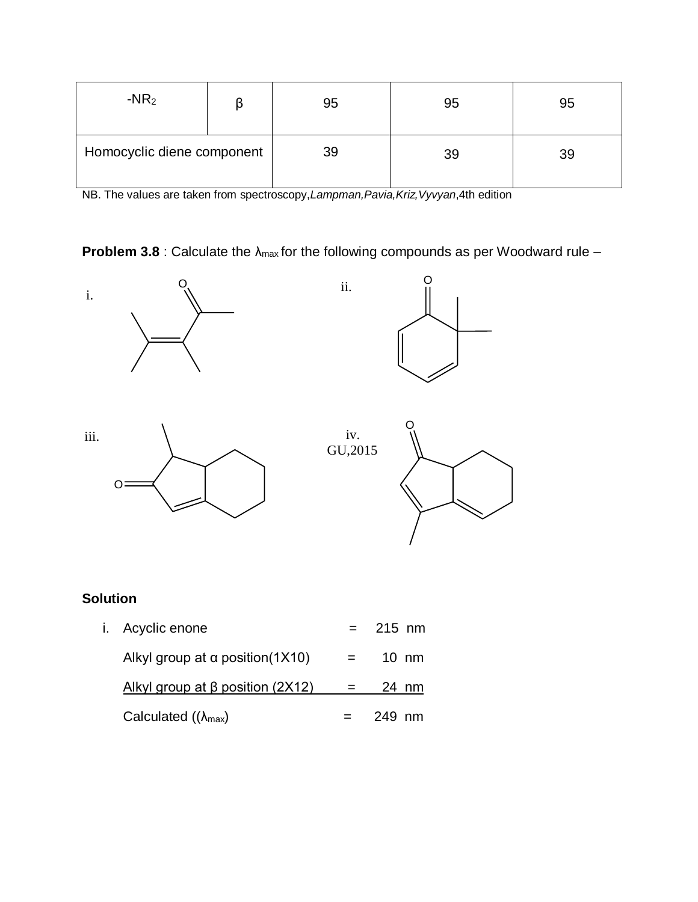| -$NR_2$ | β | 95 | 95 | 95 |
|---|---|---|---|---|
| Homocyclic diene component | | 39 | 39 | 39 |

NB. The values are taken from spectroscopy,*Lampman,Pavia,Kriz,Vyvyan*,4th edition

**Problem 3.8** : Calculate the $\lambda_{max}$ for the following compounds as per Woodward rule –

i.

ii.

iii.

iv. GU,2015

**Solution**

i. Acyclic enone = 215 nm

Alkyl group at α position(1X10) = 10 nm

Alkyl group at β position (2X12) = 24 nm

Calculated (($\lambda_{max}$) = 249 nm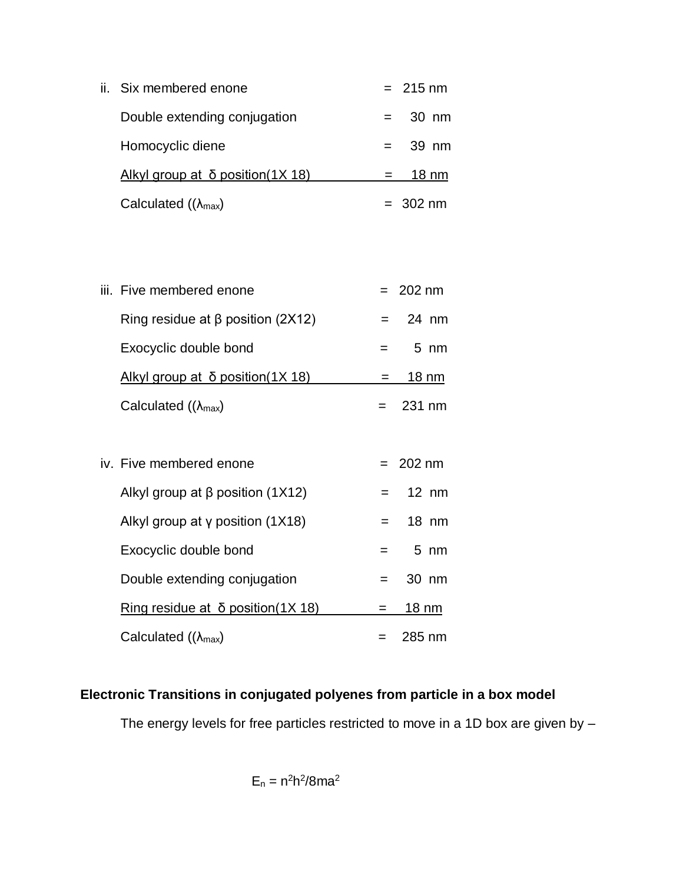ii. Six membered enone = 215 nm

| | | |
|---|---|---|
| Six membered enone | = | 215 nm |
| Double extending conjugation | = | 30 nm |
| Homocyclic diene | = | 39 nm |
| Alkyl group at δ position(1X 18) | = | 18 nm |
| Calculated (($\lambda_{max}$) | = | 302 nm |

iii.

| | | |
|---|---|---|
| Five membered enone | = | 202 nm |
| Ring residue at β position (2X12) | = | 24 nm |
| Exocyclic double bond | = | 5 nm |
| Alkyl group at δ position(1X 18) | = | 18 nm |
| Calculated (($\lambda_{max}$) | = | 231 nm |

iv.

| | | |
|---|---|---|
| Five membered enone | = | 202 nm |
| Alkyl group at β position (1X12) | = | 12 nm |
| Alkyl group at γ position (1X18) | = | 18 nm |
| Exocyclic double bond | = | 5 nm |
| Double extending conjugation | = | 30 nm |
| Ring residue at δ position(1X 18) | = | 18 nm |
| Calculated (($\lambda_{max}$) | = | 285 nm |

**Electronic Transitions in conjugated polyenes from particle in a box model**

The energy levels for free particles restricted to move in a 1D box are given by –

$$E_n = n^2h^2/8ma^2$$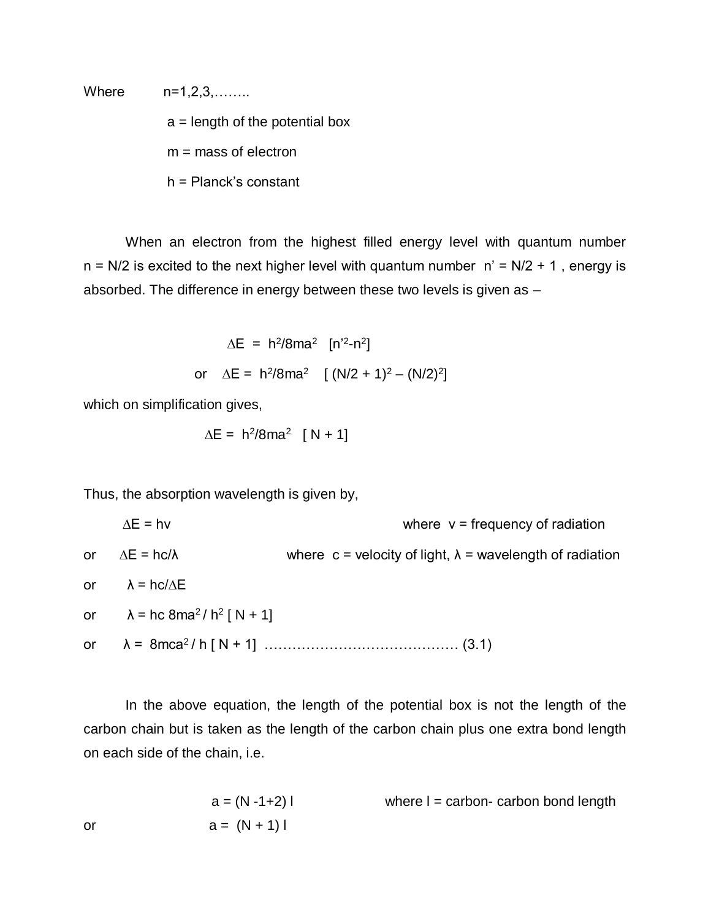Where $n = 1, 2, 3, \ldots\ldots$

$a$ = length of the potential box

$m$ = mass of electron

$h$ = Planck's constant

When an electron from the highest filled energy level with quantum number $n = N/2$ is excited to the next higher level with quantum number $n' = N/2 + 1$, energy is absorbed. The difference in energy between these two levels is given as –

$$\Delta E = h^2/8ma^2 \quad [n'^2 - n^2]$$

$$\text{or} \quad \Delta E = h^2/8ma^2 \quad [(N/2 + 1)^2 - (N/2)^2]$$

which on simplification gives,

$$\Delta E = h^2/8ma^2 \quad [N + 1]$$

Thus, the absorption wavelength is given by,

$\Delta E = hv$ where $v$ = frequency of radiation

or $\Delta E = hc/\lambda$ where $c$ = velocity of light, $\lambda$ = wavelength of radiation

or $\lambda = hc/\Delta E$

or $\lambda = hc\ 8ma^2 / h^2\ [N + 1]$

or $\lambda = 8mca^2 / h\ [N + 1]$ …………………………………… (3.1)

In the above equation, the length of the potential box is not the length of the carbon chain but is taken as the length of the carbon chain plus one extra bond length on each side of the chain, i.e.

$$a = (N - 1 + 2)\ l \qquad \text{where } l = \text{carbon- carbon bond length}$$

$$\text{or} \quad a = (N + 1)\ l$$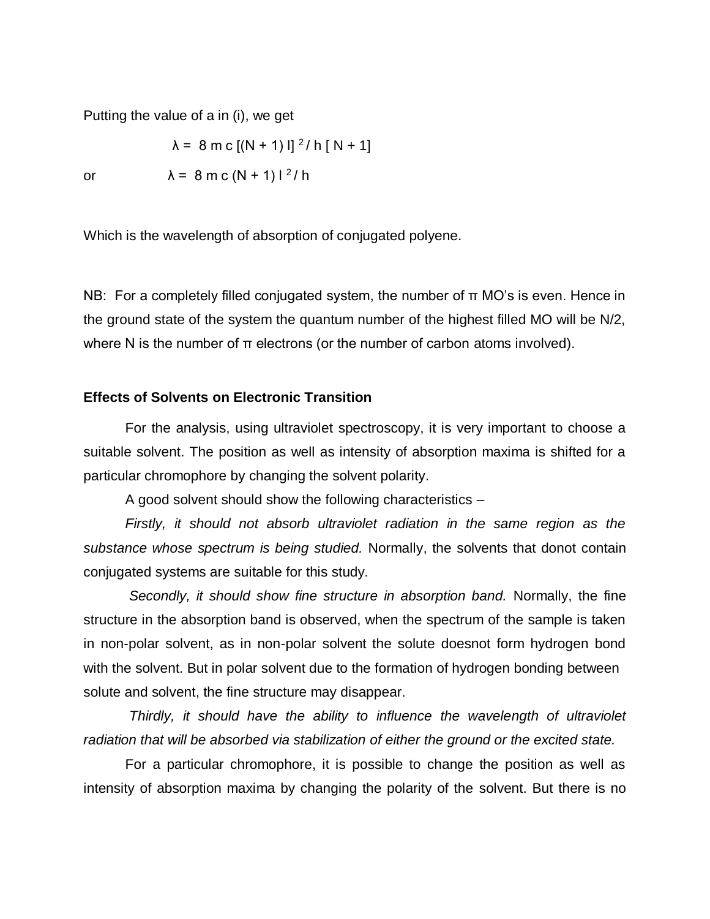Putting the value of a in (i), we get

$$\lambda = 8\,m\,c\,[(N + 1)\,l]^{2} / h\,[N + 1]$$

or

$$\lambda = 8\,m\,c\,(N + 1)\,l^{2} / h$$

Which is the wavelength of absorption of conjugated polyene.

NB: For a completely filled conjugated system, the number of π MO's is even. Hence in the ground state of the system the quantum number of the highest filled MO will be N/2, where N is the number of π electrons (or the number of carbon atoms involved).

**Effects of Solvents on Electronic Transition**

For the analysis, using ultraviolet spectroscopy, it is very important to choose a suitable solvent. The position as well as intensity of absorption maxima is shifted for a particular chromophore by changing the solvent polarity.

A good solvent should show the following characteristics –

*Firstly, it should not absorb ultraviolet radiation in the same region as the substance whose spectrum is being studied.* Normally, the solvents that donot contain conjugated systems are suitable for this study.

*Secondly, it should show fine structure in absorption band.* Normally, the fine structure in the absorption band is observed, when the spectrum of the sample is taken in non-polar solvent, as in non-polar solvent the solute doesnot form hydrogen bond with the solvent. But in polar solvent due to the formation of hydrogen bonding between solute and solvent, the fine structure may disappear.

*Thirdly, it should have the ability to influence the wavelength of ultraviolet radiation that will be absorbed via stabilization of either the ground or the excited state.*

For a particular chromophore, it is possible to change the position as well as intensity of absorption maxima by changing the polarity of the solvent. But there is no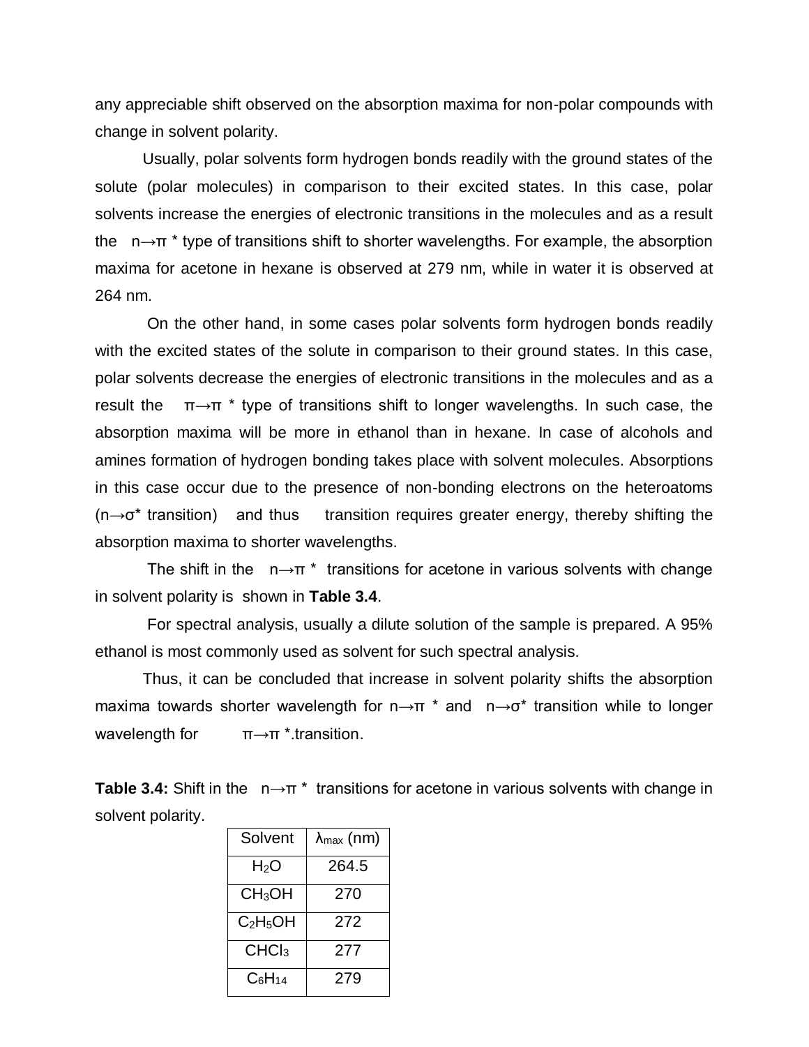any appreciable shift observed on the absorption maxima for non-polar compounds with change in solvent polarity.

Usually, polar solvents form hydrogen bonds readily with the ground states of the solute (polar molecules) in comparison to their excited states. In this case, polar solvents increase the energies of electronic transitions in the molecules and as a result the $n \rightarrow \pi^*$ type of transitions shift to shorter wavelengths. For example, the absorption maxima for acetone in hexane is observed at 279 nm, while in water it is observed at 264 nm.

On the other hand, in some cases polar solvents form hydrogen bonds readily with the excited states of the solute in comparison to their ground states. In this case, polar solvents decrease the energies of electronic transitions in the molecules and as a result the $\pi \rightarrow \pi^*$ type of transitions shift to longer wavelengths. In such case, the absorption maxima will be more in ethanol than in hexane. In case of alcohols and amines formation of hydrogen bonding takes place with solvent molecules. Absorptions in this case occur due to the presence of non-bonding electrons on the heteroatoms ($n \rightarrow \sigma^*$ transition) and thus transition requires greater energy, thereby shifting the absorption maxima to shorter wavelengths.

The shift in the $n \rightarrow \pi^*$ transitions for acetone in various solvents with change in solvent polarity is shown in **Table 3.4**.

For spectral analysis, usually a dilute solution of the sample is prepared. A 95% ethanol is most commonly used as solvent for such spectral analysis.

Thus, it can be concluded that increase in solvent polarity shifts the absorption maxima towards shorter wavelength for $n \rightarrow \pi^*$ and $n \rightarrow \sigma^*$ transition while to longer wavelength for $\pi \rightarrow \pi^*$.transition.

**Table 3.4:** Shift in the $n \rightarrow \pi^*$ transitions for acetone in various solvents with change in solvent polarity.

| Solvent | $\lambda_{max}$ (nm) |
|---|---|
| $H_2O$ | 264.5 |
| $CH_3OH$ | 270 |
| $C_2H_5OH$ | 272 |
| $CHCl_3$ | 277 |
| $C_6H_{14}$ | 279 |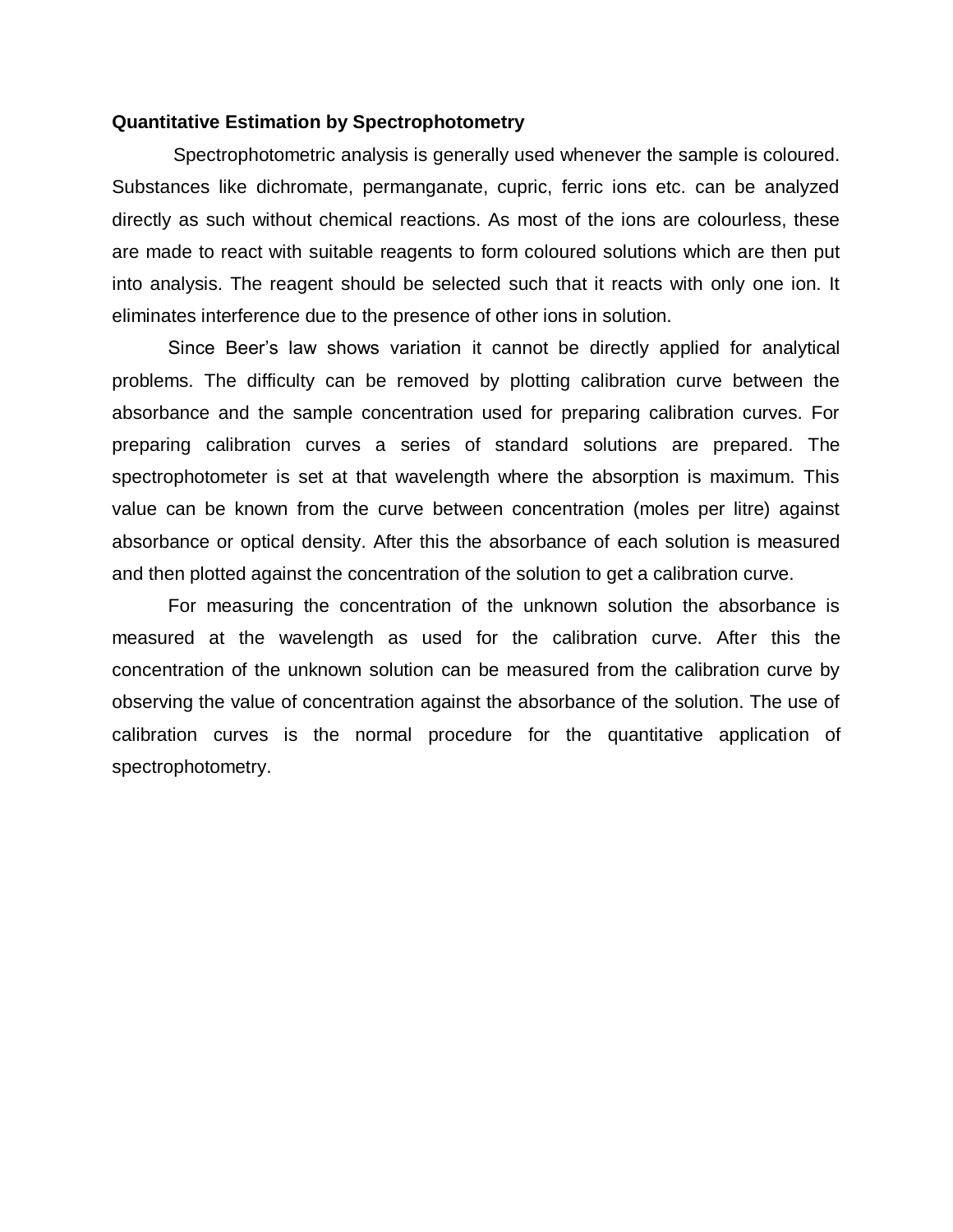**Quantitative Estimation by Spectrophotometry**

Spectrophotometric analysis is generally used whenever the sample is coloured. Substances like dichromate, permanganate, cupric, ferric ions etc. can be analyzed directly as such without chemical reactions. As most of the ions are colourless, these are made to react with suitable reagents to form coloured solutions which are then put into analysis. The reagent should be selected such that it reacts with only one ion. It eliminates interference due to the presence of other ions in solution.

Since Beer's law shows variation it cannot be directly applied for analytical problems. The difficulty can be removed by plotting calibration curve between the absorbance and the sample concentration used for preparing calibration curves. For preparing calibration curves a series of standard solutions are prepared. The spectrophotometer is set at that wavelength where the absorption is maximum. This value can be known from the curve between concentration (moles per litre) against absorbance or optical density. After this the absorbance of each solution is measured and then plotted against the concentration of the solution to get a calibration curve.

For measuring the concentration of the unknown solution the absorbance is measured at the wavelength as used for the calibration curve. After this the concentration of the unknown solution can be measured from the calibration curve by observing the value of concentration against the absorbance of the solution. The use of calibration curves is the normal procedure for the quantitative application of spectrophotometry.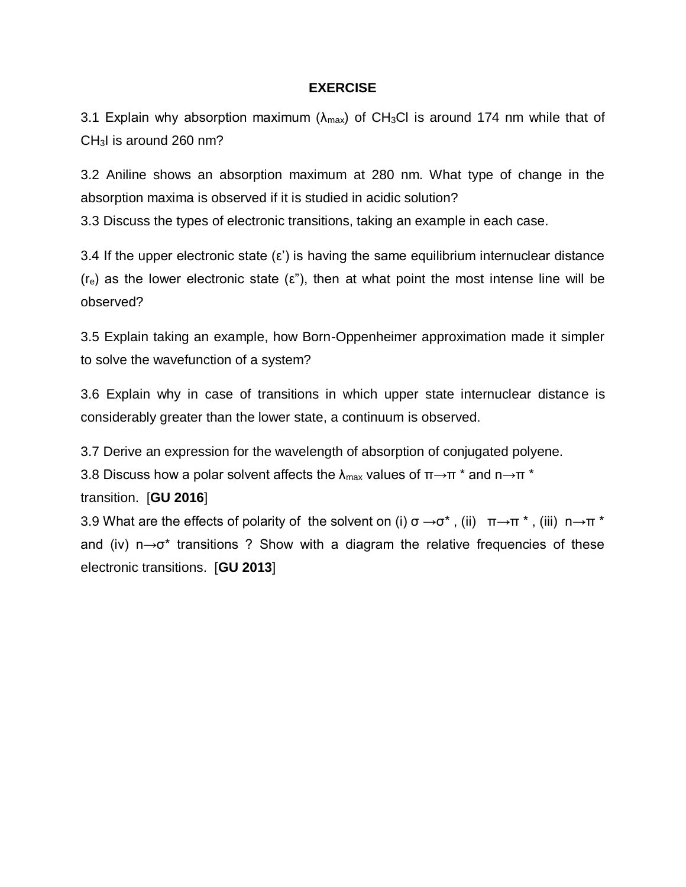## EXERCISE

3.1 Explain why absorption maximum ($\lambda_{max}$) of $CH_3Cl$ is around 174 nm while that of $CH_3I$ is around 260 nm?

3.2 Aniline shows an absorption maximum at 280 nm. What type of change in the absorption maxima is observed if it is studied in acidic solution?

3.3 Discuss the types of electronic transitions, taking an example in each case.

3.4 If the upper electronic state ($\varepsilon'$) is having the same equilibrium internuclear distance ($r_e$) as the lower electronic state ($\varepsilon''$), then at what point the most intense line will be observed?

3.5 Explain taking an example, how Born-Oppenheimer approximation made it simpler to solve the wavefunction of a system?

3.6 Explain why in case of transitions in which upper state internuclear distance is considerably greater than the lower state, a continuum is observed.

3.7 Derive an expression for the wavelength of absorption of conjugated polyene.

3.8 Discuss how a polar solvent affects the $\lambda_{max}$ values of $\pi \rightarrow \pi^*$ and $n \rightarrow \pi^*$ transition. [**GU 2016**]

3.9 What are the effects of polarity of the solvent on (i) $\sigma \rightarrow \sigma^*$, (ii) $\pi \rightarrow \pi^*$, (iii) $n \rightarrow \pi^*$ and (iv) $n \rightarrow \sigma^*$ transitions ? Show with a diagram the relative frequencies of these electronic transitions. [**GU 2013**]